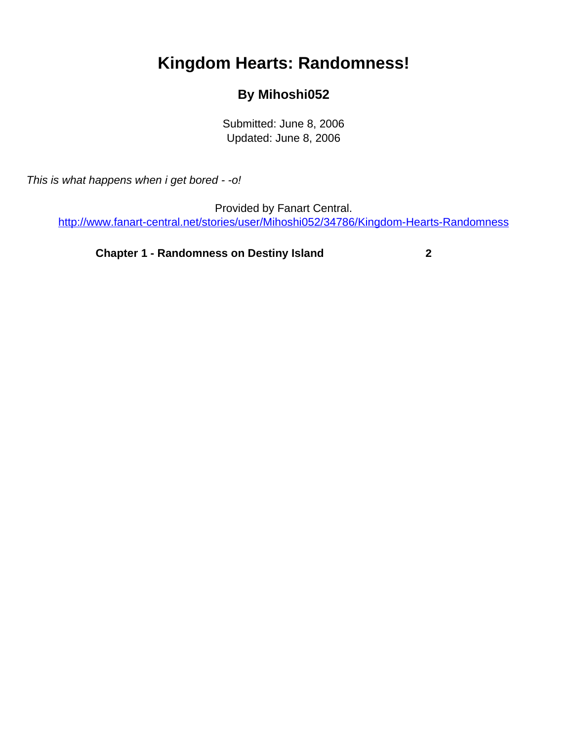# Kingdom Hearts: Randomness!

### By Mihoshi052

Submitted: June 8, 2006
Updated: June 8, 2006

*This is what happens when i get bored - -o!*

Provided by Fanart Central.
http://www.fanart-central.net/stories/user/Mihoshi052/34786/Kingdom-Hearts-Randomness

| | |
|---|---|
| **Chapter 1 - Randomness on Destiny Island** | **2** |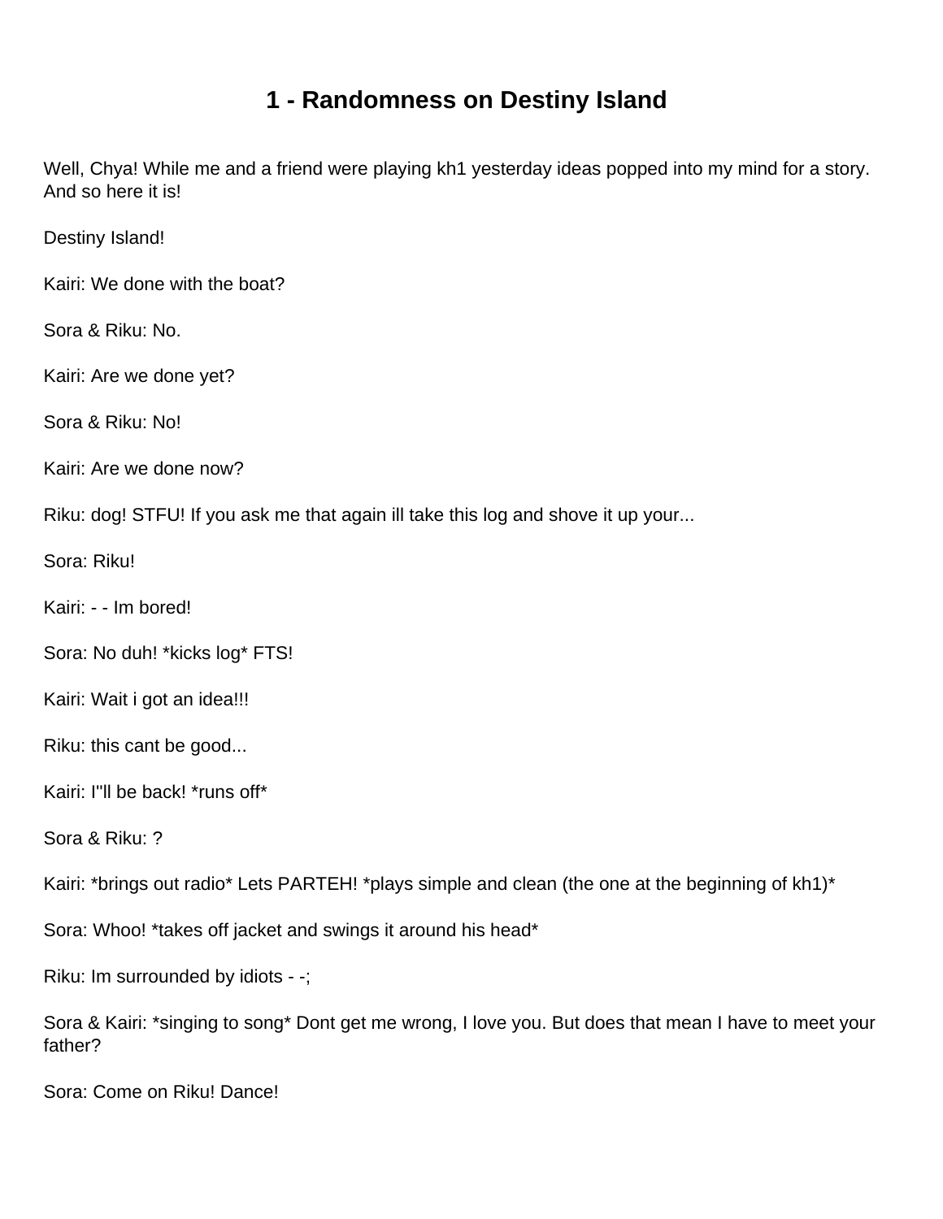# 1 - Randomness on Destiny Island

Well, Chya! While me and a friend were playing kh1 yesterday ideas popped into my mind for a story. And so here it is!

Destiny Island!

Kairi: We done with the boat?

Sora & Riku: No.

Kairi: Are we done yet?

Sora & Riku: No!

Kairi: Are we done now?

Riku: dog! STFU! If you ask me that again ill take this log and shove it up your...

Sora: Riku!

Kairi: - - Im bored!

Sora: No duh! *kicks log* FTS!

Kairi: Wait i got an idea!!!

Riku: this cant be good...

Kairi: I''ll be back! *runs off*

Sora & Riku: ?

Kairi: *brings out radio* Lets PARTEH! *plays simple and clean (the one at the beginning of kh1)*

Sora: Whoo! *takes off jacket and swings it around his head*

Riku: Im surrounded by idiots - -;

Sora & Kairi: *singing to song* Dont get me wrong, I love you. But does that mean I have to meet your father?

Sora: Come on Riku! Dance!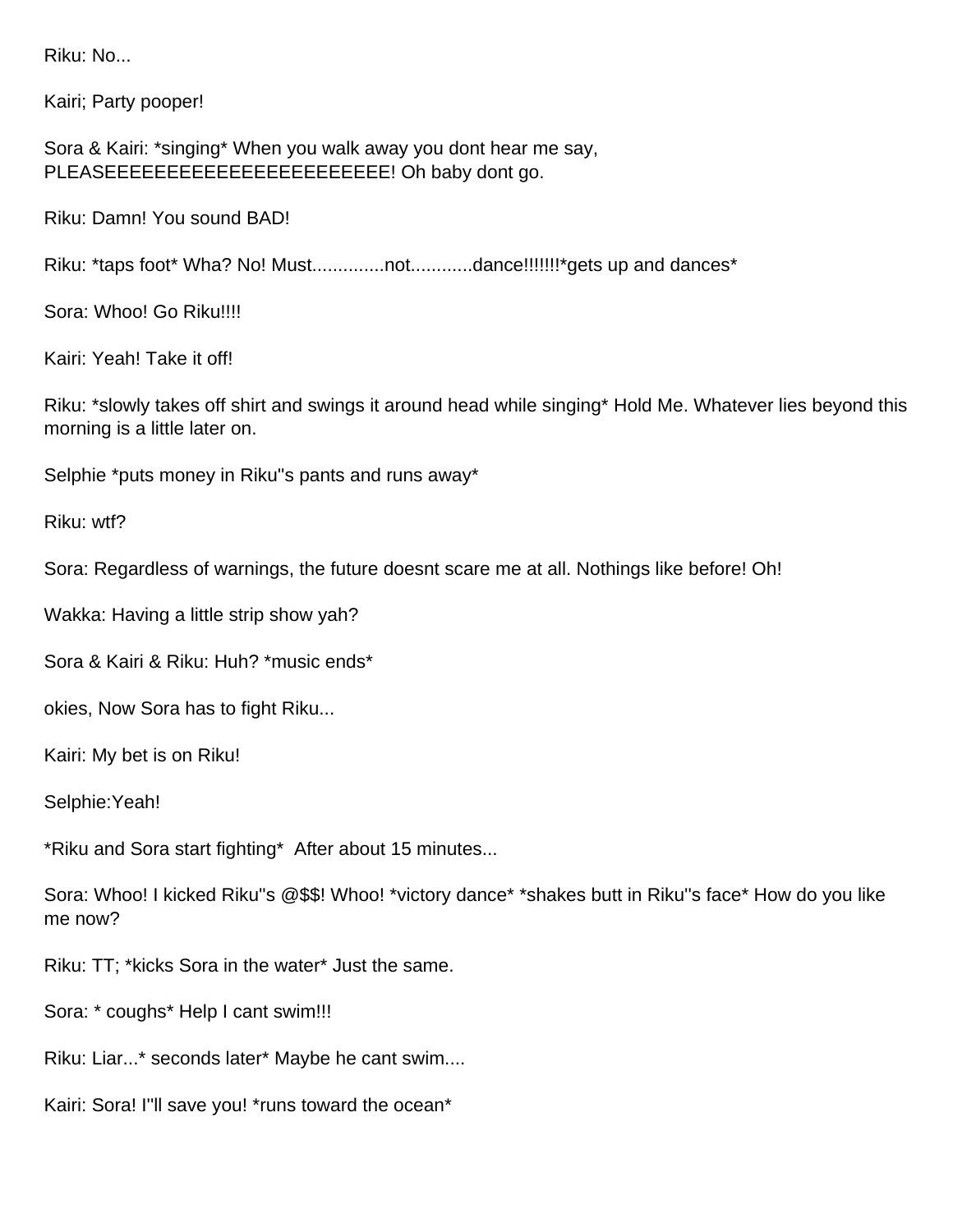Riku: No...

Kairi; Party pooper!

Sora & Kairi: *singing* When you walk away you dont hear me say, PLEASEEEEEEEEEEEEEEEEEEEEEEE! Oh baby dont go.

Riku: Damn! You sound BAD!

Riku: *taps foot* Wha? No! Must..............not............dance!!!!!!!*gets up and dances*

Sora: Whoo! Go Riku!!!!

Kairi: Yeah! Take it off!

Riku: *slowly takes off shirt and swings it around head while singing* Hold Me. Whatever lies beyond this morning is a little later on.

Selphie *puts money in Riku''s pants and runs away*

Riku: wtf?

Sora: Regardless of warnings, the future doesnt scare me at all. Nothings like before! Oh!

Wakka: Having a little strip show yah?

Sora & Kairi & Riku: Huh? *music ends*

okies, Now Sora has to fight Riku...

Kairi: My bet is on Riku!

Selphie:Yeah!

*Riku and Sora start fighting* After about 15 minutes...

Sora: Whoo! I kicked Riku''s @$$! Whoo! *victory dance* *shakes butt in Riku''s face* How do you like me now?

Riku: TT; *kicks Sora in the water* Just the same.

Sora: * coughs* Help I cant swim!!!

Riku: Liar...* seconds later* Maybe he cant swim....

Kairi: Sora! I''ll save you! *runs toward the ocean*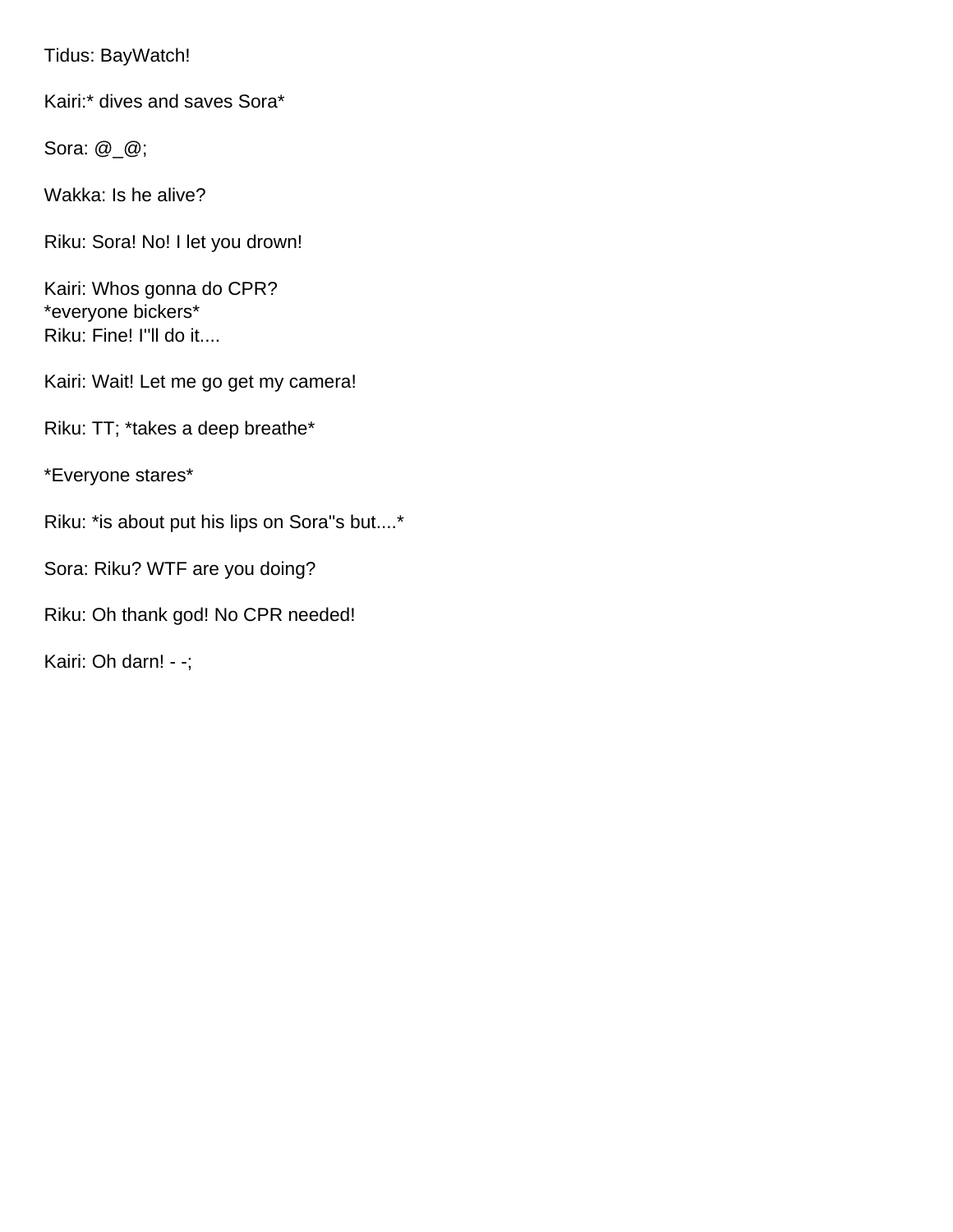Tidus: BayWatch!

Kairi:* dives and saves Sora*

Sora: @_@;

Wakka: Is he alive?

Riku: Sora! No! I let you drown!

Kairi: Whos gonna do CPR?
*everyone bickers*
Riku: Fine! I''ll do it....

Kairi: Wait! Let me go get my camera!

Riku: TT; *takes a deep breathe*

*Everyone stares*

Riku: *is about put his lips on Sora''s but....*

Sora: Riku? WTF are you doing?

Riku: Oh thank god! No CPR needed!

Kairi: Oh darn! - -;